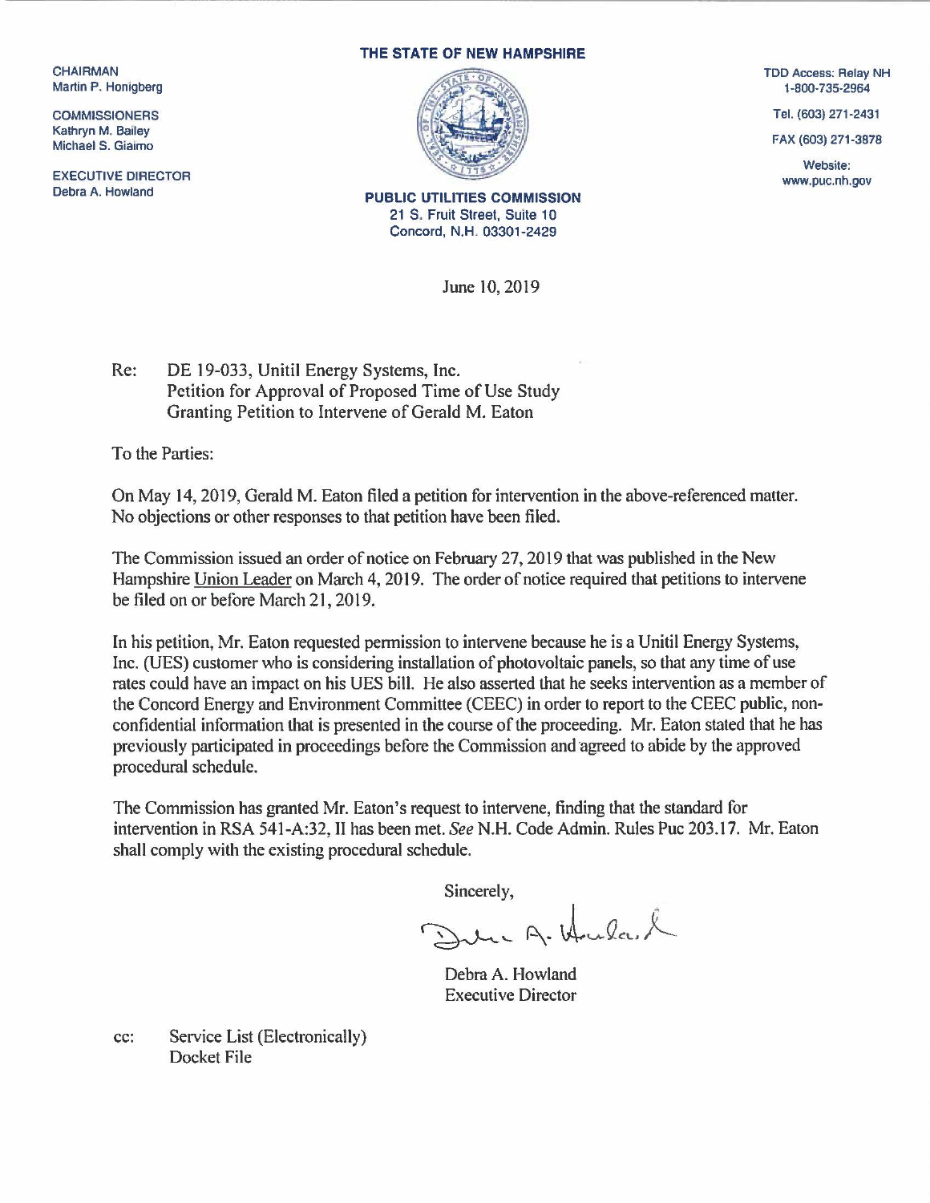CHAIRMAN
Martin P. Honigberg

COMMISSIONERS
Kathryn M. Bailey
Michael S. Giaimo

EXECUTIVE DIRECTOR
Debra A. Howland

**THE STATE OF NEW HAMPSHIRE**

**PUBLIC UTILITIES COMMISSION**
21 S. Fruit Street, Suite 10
Concord, N.H. 03301-2429

TDD Access: Relay NH
1-800-735-2964

Tel. (603) 271-2431

FAX (603) 271-3878

Website:
www.puc.nh.gov

June 10, 2019

Re: DE 19-033, Unitil Energy Systems, Inc.
Petition for Approval of Proposed Time of Use Study
Granting Petition to Intervene of Gerald M. Eaton

To the Parties:

On May 14, 2019, Gerald M. Eaton filed a petition for intervention in the above-referenced matter. No objections or other responses to that petition have been filed.

The Commission issued an order of notice on February 27, 2019 that was published in the New Hampshire Union Leader on March 4, 2019. The order of notice required that petitions to intervene be filed on or before March 21, 2019.

In his petition, Mr. Eaton requested permission to intervene because he is a Unitil Energy Systems, Inc. (UES) customer who is considering installation of photovoltaic panels, so that any time of use rates could have an impact on his UES bill. He also asserted that he seeks intervention as a member of the Concord Energy and Environment Committee (CEEC) in order to report to the CEEC public, non-confidential information that is presented in the course of the proceeding. Mr. Eaton stated that he has previously participated in proceedings before the Commission and agreed to abide by the approved procedural schedule.

The Commission has granted Mr. Eaton's request to intervene, finding that the standard for intervention in RSA 541-A:32, II has been met. *See* N.H. Code Admin. Rules Puc 203.17. Mr. Eaton shall comply with the existing procedural schedule.

Sincerely,

Debra A. Howland
Executive Director

cc: Service List (Electronically)
Docket File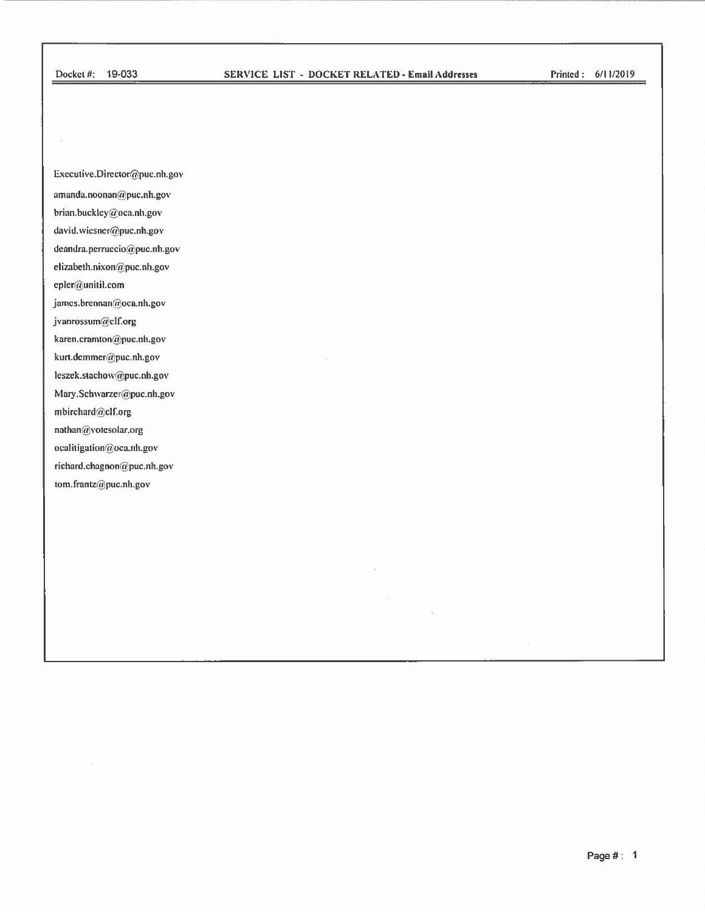Docket #: 19-033 **SERVICE LIST - DOCKET RELATED - Email Addresses** Printed: 6/11/2019

Executive.Director@puc.nh.gov

amanda.noonan@puc.nh.gov

brian.buckley@oca.nh.gov

david.wiesner@puc.nh.gov

deandra.perruccio@puc.nh.gov

elizabeth.nixon@puc.nh.gov

epler@unitil.com

james.brennan@oca.nh.gov

jvanrossum@clf.org

karen.cramton@puc.nh.gov

kurt.demmer@puc.nh.gov

leszek.stachow@puc.nh.gov

Mary.Schwarzer@puc.nh.gov

mbirchard@clf.org

nathan@votesolar.org

ocalitigation@oca.nh.gov

richard.chagnon@puc.nh.gov

tom.frantz@puc.nh.gov